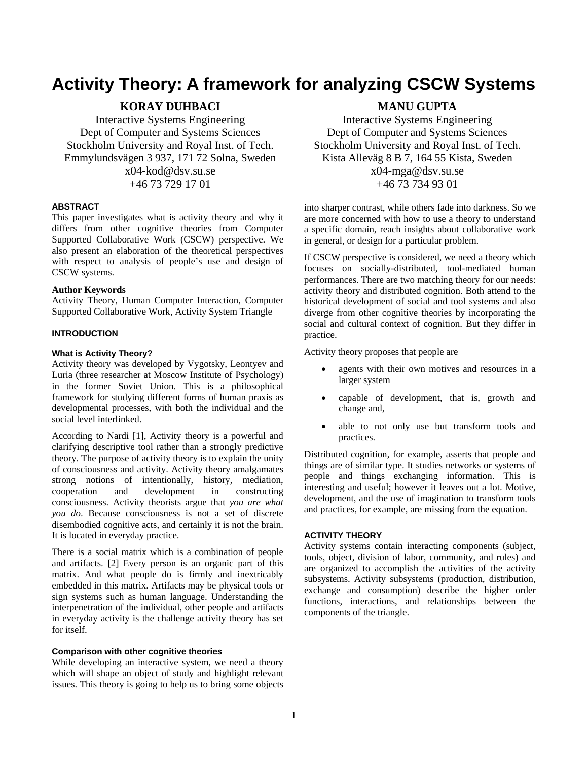# Activity Theory: A framework for analyzing CSCW Systems

**KORAY DUHBACI**
Interactive Systems Engineering
Dept of Computer and Systems Sciences
Stockholm University and Royal Inst. of Tech.
Emmylundsvägen 3 937, 171 72 Solna, Sweden
x04-kod@dsv.su.se
+46 73 729 17 01

**MANU GUPTA**
Interactive Systems Engineering
Dept of Computer and Systems Sciences
Stockholm University and Royal Inst. of Tech.
Kista Alleväg 8 B 7, 164 55 Kista, Sweden
x04-mga@dsv.su.se
+46 73 734 93 01

## ABSTRACT

This paper investigates what is activity theory and why it differs from other cognitive theories from Computer Supported Collaborative Work (CSCW) perspective. We also present an elaboration of the theoretical perspectives with respect to analysis of people's use and design of CSCW systems.

### Author Keywords

Activity Theory, Human Computer Interaction, Computer Supported Collaborative Work, Activity System Triangle

## INTRODUCTION

### What is Activity Theory?

Activity theory was developed by Vygotsky, Leontyev and Luria (three researcher at Moscow Institute of Psychology) in the former Soviet Union. This is a philosophical framework for studying different forms of human praxis as developmental processes, with both the individual and the social level interlinked.

According to Nardi [1], Activity theory is a powerful and clarifying descriptive tool rather than a strongly predictive theory. The purpose of activity theory is to explain the unity of consciousness and activity. Activity theory amalgamates strong notions of intentionally, history, mediation, cooperation and development in constructing consciousness. Activity theorists argue that *you are what you do*. Because consciousness is not a set of discrete disembodied cognitive acts, and certainly it is not the brain. It is located in everyday practice.

There is a social matrix which is a combination of people and artifacts. [2] Every person is an organic part of this matrix. And what people do is firmly and inextricably embedded in this matrix. Artifacts may be physical tools or sign systems such as human language. Understanding the interpenetration of the individual, other people and artifacts in everyday activity is the challenge activity theory has set for itself.

### Comparison with other cognitive theories

While developing an interactive system, we need a theory which will shape an object of study and highlight relevant issues. This theory is going to help us to bring some objects into sharper contrast, while others fade into darkness. So we are more concerned with how to use a theory to understand a specific domain, reach insights about collaborative work in general, or design for a particular problem.

If CSCW perspective is considered, we need a theory which focuses on socially-distributed, tool-mediated human performances. There are two matching theory for our needs: activity theory and distributed cognition. Both attend to the historical development of social and tool systems and also diverge from other cognitive theories by incorporating the social and cultural context of cognition. But they differ in practice.

Activity theory proposes that people are

- agents with their own motives and resources in a larger system
- capable of development, that is, growth and change and,
- able to not only use but transform tools and practices.

Distributed cognition, for example, asserts that people and things are of similar type. It studies networks or systems of people and things exchanging information. This is interesting and useful; however it leaves out a lot. Motive, development, and the use of imagination to transform tools and practices, for example, are missing from the equation.

## ACTIVITY THEORY

Activity systems contain interacting components (subject, tools, object, division of labor, community, and rules) and are organized to accomplish the activities of the activity subsystems. Activity subsystems (production, distribution, exchange and consumption) describe the higher order functions, interactions, and relationships between the components of the triangle.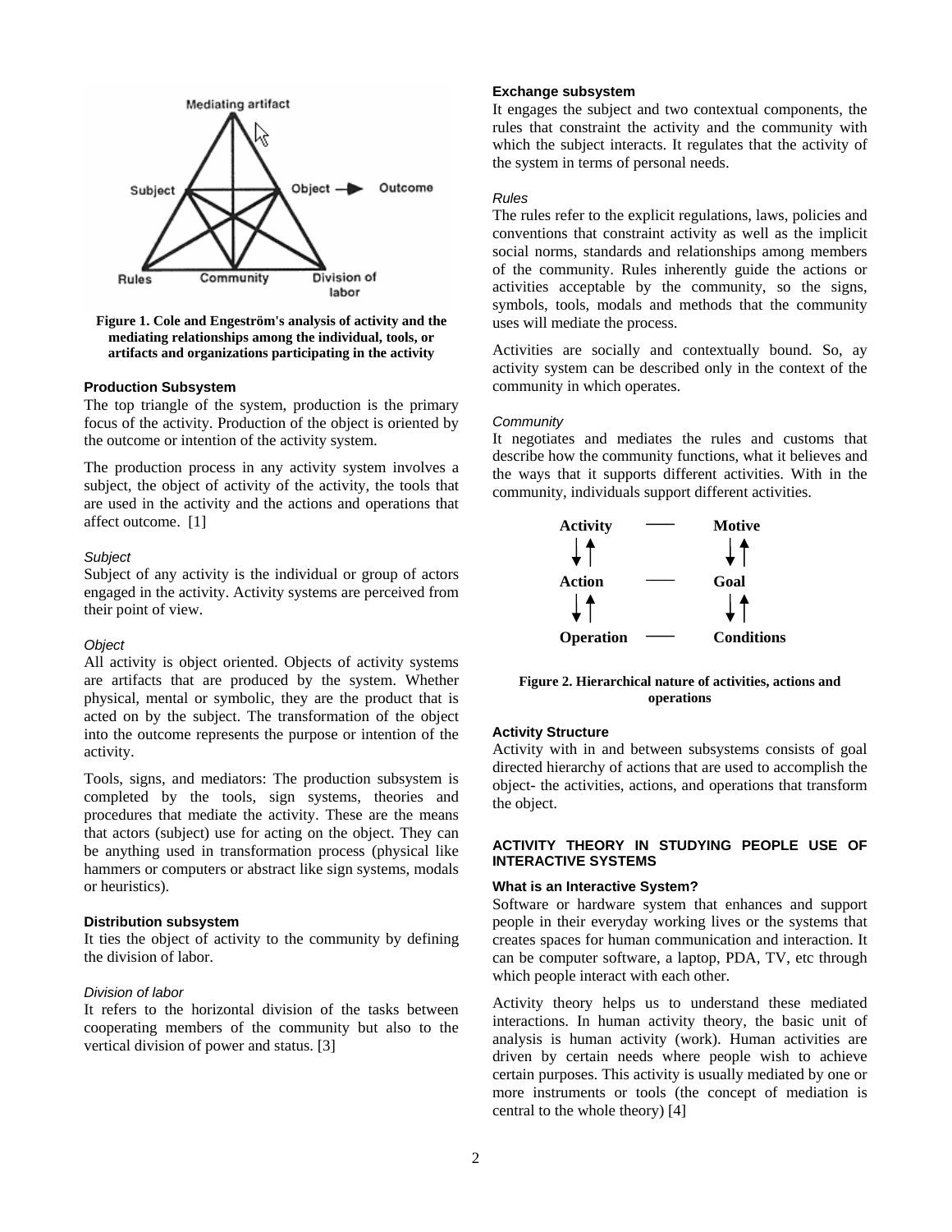Figure 1. Cole and Engeström's analysis of activity and the mediating relationships among the individual, tools, or artifacts and organizations participating in the activity

### Production Subsystem

The top triangle of the system, production is the primary focus of the activity. Production of the object is oriented by the outcome or intention of the activity system.

The production process in any activity system involves a subject, the object of activity of the activity, the tools that are used in the activity and the actions and operations that affect outcome. [1]

#### *Subject*

Subject of any activity is the individual or group of actors engaged in the activity. Activity systems are perceived from their point of view.

#### *Object*

All activity is object oriented. Objects of activity systems are artifacts that are produced by the system. Whether physical, mental or symbolic, they are the product that is acted on by the subject. The transformation of the object into the outcome represents the purpose or intention of the activity.

Tools, signs, and mediators: The production subsystem is completed by the tools, sign systems, theories and procedures that mediate the activity. These are the means that actors (subject) use for acting on the object. They can be anything used in transformation process (physical like hammers or computers or abstract like sign systems, modals or heuristics).

### Distribution subsystem

It ties the object of activity to the community by defining the division of labor.

#### *Division of labor*

It refers to the horizontal division of the tasks between cooperating members of the community but also to the vertical division of power and status. [3]

### Exchange subsystem

It engages the subject and two contextual components, the rules that constraint the activity and the community with which the subject interacts. It regulates that the activity of the system in terms of personal needs.

#### *Rules*

The rules refer to the explicit regulations, laws, policies and conventions that constraint activity as well as the implicit social norms, standards and relationships among members of the community. Rules inherently guide the actions or activities acceptable by the community, so the signs, symbols, tools, modals and methods that the community uses will mediate the process.

Activities are socially and contextually bound. So, ay activity system can be described only in the context of the community in which operates.

#### *Community*

It negotiates and mediates the rules and customs that describe how the community functions, what it believes and the ways that it supports different activities. With in the community, individuals support different activities.

| | | |
|---|---|---|
| **Activity** | — | **Motive** |
| ↓↑ | | ↓↑ |
| **Action** | — | **Goal** |
| ↓↑ | | ↓↑ |
| **Operation** | — | **Conditions** |

Figure 2. Hierarchical nature of activities, actions and operations

### Activity Structure

Activity with in and between subsystems consists of goal directed hierarchy of actions that are used to accomplish the object- the activities, actions, and operations that transform the object.

## ACTIVITY THEORY IN STUDYING PEOPLE USE OF INTERACTIVE SYSTEMS

### What is an Interactive System?

Software or hardware system that enhances and support people in their everyday working lives or the systems that creates spaces for human communication and interaction. It can be computer software, a laptop, PDA, TV, etc through which people interact with each other.

Activity theory helps us to understand these mediated interactions. In human activity theory, the basic unit of analysis is human activity (work). Human activities are driven by certain needs where people wish to achieve certain purposes. This activity is usually mediated by one or more instruments or tools (the concept of mediation is central to the whole theory) [4]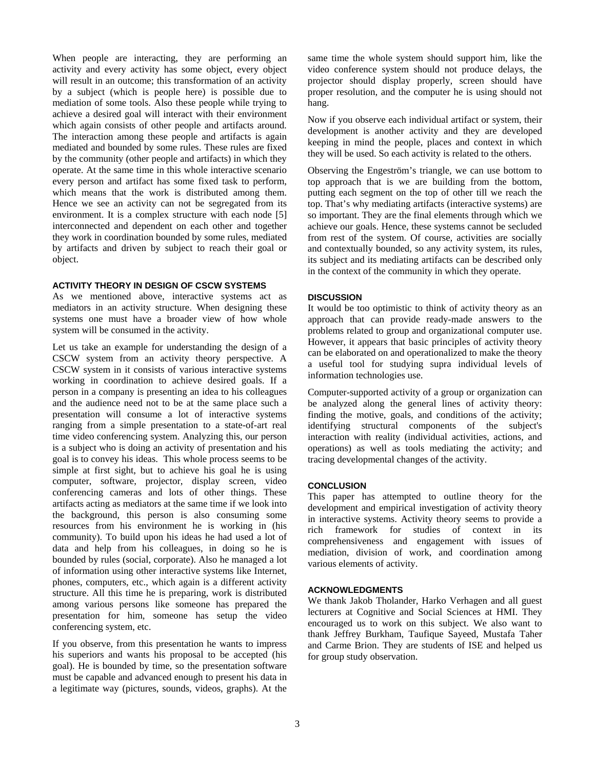When people are interacting, they are performing an activity and every activity has some object, every object will result in an outcome; this transformation of an activity by a subject (which is people here) is possible due to mediation of some tools. Also these people while trying to achieve a desired goal will interact with their environment which again consists of other people and artifacts around. The interaction among these people and artifacts is again mediated and bounded by some rules. These rules are fixed by the community (other people and artifacts) in which they operate. At the same time in this whole interactive scenario every person and artifact has some fixed task to perform, which means that the work is distributed among them. Hence we see an activity can not be segregated from its environment. It is a complex structure with each node [5] interconnected and dependent on each other and together they work in coordination bounded by some rules, mediated by artifacts and driven by subject to reach their goal or object.

## ACTIVITY THEORY IN DESIGN OF CSCW SYSTEMS

As we mentioned above, interactive systems act as mediators in an activity structure. When designing these systems one must have a broader view of how whole system will be consumed in the activity.

Let us take an example for understanding the design of a CSCW system from an activity theory perspective. A CSCW system in it consists of various interactive systems working in coordination to achieve desired goals. If a person in a company is presenting an idea to his colleagues and the audience need not to be at the same place such a presentation will consume a lot of interactive systems ranging from a simple presentation to a state-of-art real time video conferencing system. Analyzing this, our person is a subject who is doing an activity of presentation and his goal is to convey his ideas. This whole process seems to be simple at first sight, but to achieve his goal he is using computer, software, projector, display screen, video conferencing cameras and lots of other things. These artifacts acting as mediators at the same time if we look into the background, this person is also consuming some resources from his environment he is working in (his community). To build upon his ideas he had used a lot of data and help from his colleagues, in doing so he is bounded by rules (social, corporate). Also he managed a lot of information using other interactive systems like Internet, phones, computers, etc., which again is a different activity structure. All this time he is preparing, work is distributed among various persons like someone has prepared the presentation for him, someone has setup the video conferencing system, etc.

If you observe, from this presentation he wants to impress his superiors and wants his proposal to be accepted (his goal). He is bounded by time, so the presentation software must be capable and advanced enough to present his data in a legitimate way (pictures, sounds, videos, graphs). At the same time the whole system should support him, like the video conference system should not produce delays, the projector should display properly, screen should have proper resolution, and the computer he is using should not hang.

Now if you observe each individual artifact or system, their development is another activity and they are developed keeping in mind the people, places and context in which they will be used. So each activity is related to the others.

Observing the Engeström's triangle, we can use bottom to top approach that is we are building from the bottom, putting each segment on the top of other till we reach the top. That's why mediating artifacts (interactive systems) are so important. They are the final elements through which we achieve our goals. Hence, these systems cannot be secluded from rest of the system. Of course, activities are socially and contextually bounded, so any activity system, its rules, its subject and its mediating artifacts can be described only in the context of the community in which they operate.

## DISCUSSION

It would be too optimistic to think of activity theory as an approach that can provide ready-made answers to the problems related to group and organizational computer use. However, it appears that basic principles of activity theory can be elaborated on and operationalized to make the theory a useful tool for studying supra individual levels of information technologies use.

Computer-supported activity of a group or organization can be analyzed along the general lines of activity theory: finding the motive, goals, and conditions of the activity; identifying structural components of the subject's interaction with reality (individual activities, actions, and operations) as well as tools mediating the activity; and tracing developmental changes of the activity.

## CONCLUSION

This paper has attempted to outline theory for the development and empirical investigation of activity theory in interactive systems. Activity theory seems to provide a rich framework for studies of context in its comprehensiveness and engagement with issues of mediation, division of work, and coordination among various elements of activity.

## ACKNOWLEDGMENTS

We thank Jakob Tholander, Harko Verhagen and all guest lecturers at Cognitive and Social Sciences at HMI. They encouraged us to work on this subject. We also want to thank Jeffrey Burkham, Taufique Sayeed, Mustafa Taher and Carme Brion. They are students of ISE and helped us for group study observation.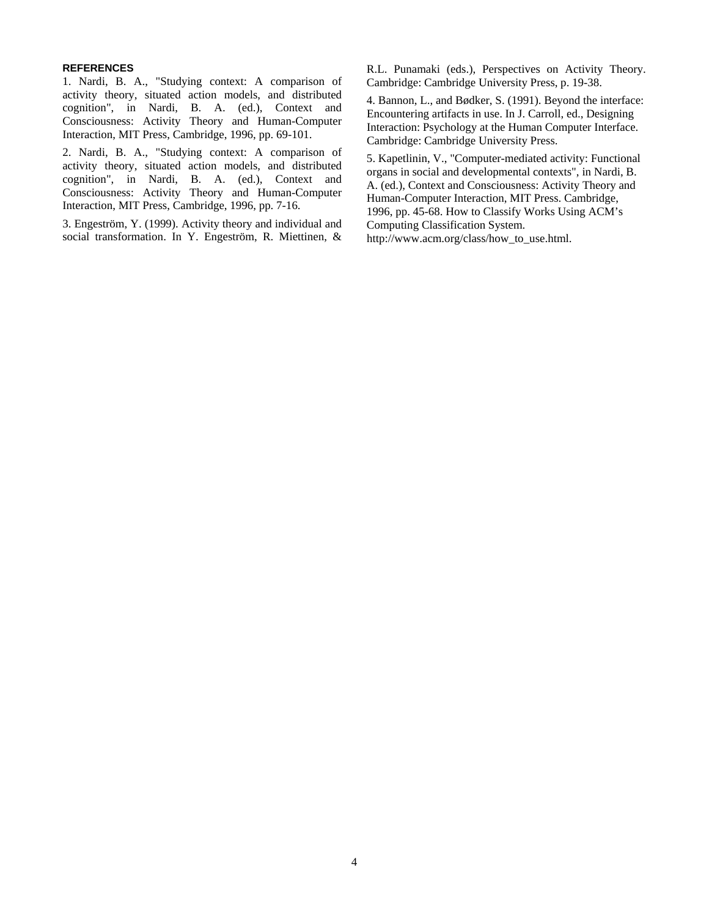## REFERENCES

1. Nardi, B. A., "Studying context: A comparison of activity theory, situated action models, and distributed cognition", in Nardi, B. A. (ed.), Context and Consciousness: Activity Theory and Human-Computer Interaction, MIT Press, Cambridge, 1996, pp. 69-101.

2. Nardi, B. A., "Studying context: A comparison of activity theory, situated action models, and distributed cognition", in Nardi, B. A. (ed.), Context and Consciousness: Activity Theory and Human-Computer Interaction, MIT Press, Cambridge, 1996, pp. 7-16.

3. Engeström, Y. (1999). Activity theory and individual and social transformation. In Y. Engeström, R. Miettinen, & R.L. Punamaki (eds.), Perspectives on Activity Theory. Cambridge: Cambridge University Press, p. 19-38.

4. Bannon, L., and Bødker, S. (1991). Beyond the interface: Encountering artifacts in use. In J. Carroll, ed., Designing Interaction: Psychology at the Human Computer Interface. Cambridge: Cambridge University Press.

5. Kapetlinin, V., "Computer-mediated activity: Functional organs in social and developmental contexts", in Nardi, B. A. (ed.), Context and Consciousness: Activity Theory and Human-Computer Interaction, MIT Press. Cambridge, 1996, pp. 45-68. How to Classify Works Using ACM's Computing Classification System. http://www.acm.org/class/how_to_use.html.